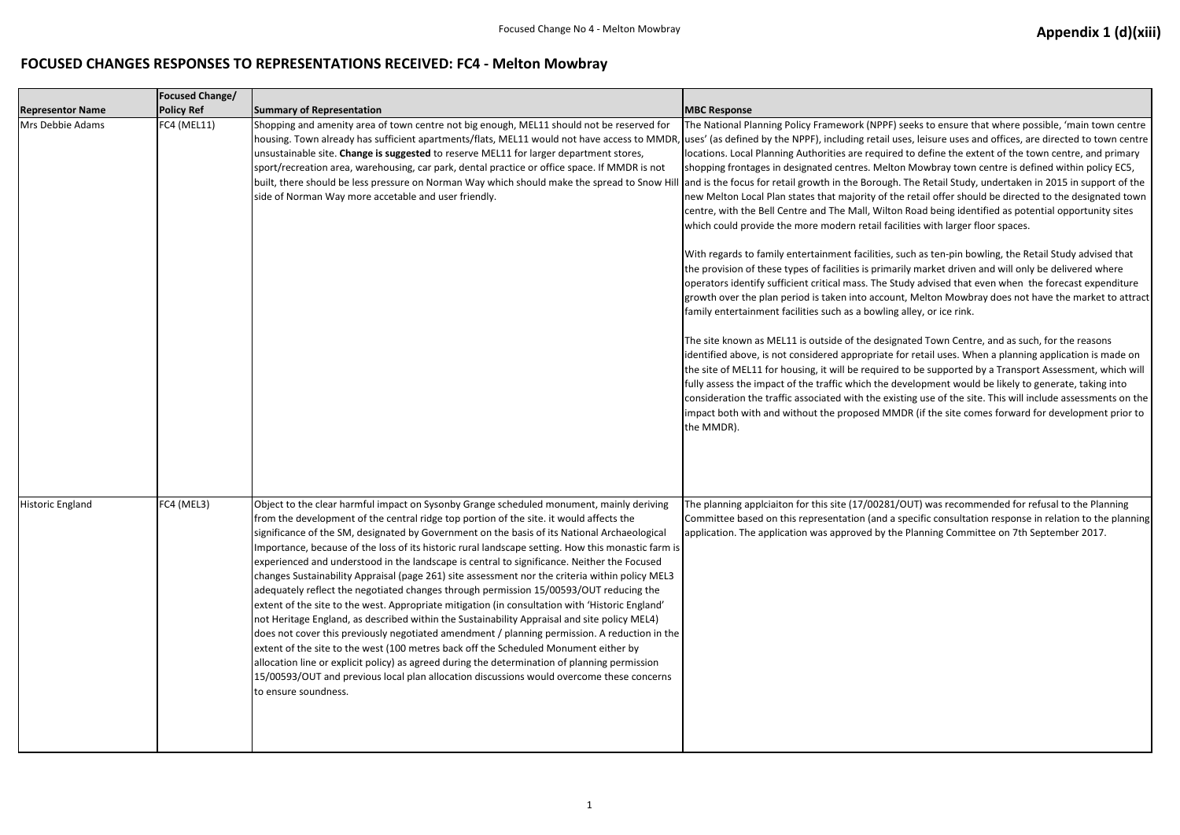**Appendix 1 (d)(xiii)**

# FOCUSED CHANGES RESPONSES TO REPRESENTATIONS RECEIVED: FC4 - Melton Mowbray

| Representor Name | Focused Change/ Policy Ref | Summary of Representation | MBC Response |
|---|---|---|---|
| Mrs Debbie Adams | FC4 (MEL11) | Shopping and amenity area of town centre not big enough, MEL11 should not be reserved for housing. Town already has sufficient apartments/flats, MEL11 would not have access to MMDR, unsustainable site. **Change is suggested** to reserve MEL11 for larger department stores, sport/recreation area, warehousing, car park, dental practice or office space. If MMDR is not built, there should be less pressure on Norman Way which should make the spread to Snow Hill side of Norman Way more accetable and user friendly. | The National Planning Policy Framework (NPPF) seeks to ensure that where possible, 'main town centre uses' (as defined by the NPPF), including retail uses, leisure uses and offices, are directed to town centre locations. Local Planning Authorities are required to define the extent of the town centre, and primary shopping frontages in designated centres. Melton Mowbray town centre is defined within policy EC5, and is the focus for retail growth in the Borough. The Retail Study, undertaken in 2015 in support of the new Melton Local Plan states that majority of the retail offer should be directed to the designated town centre, with the Bell Centre and The Mall, Wilton Road being identified as potential opportunity sites which could provide the more modern retail facilities with larger floor spaces.<br><br>With regards to family entertainment facilities, such as ten-pin bowling, the Retail Study advised that the provision of these types of facilities is primarily market driven and will only be delivered where operators identify sufficient critical mass. The Study advised that even when the forecast expenditure growth over the plan period is taken into account, Melton Mowbray does not have the market to attract family entertainment facilities such as a bowling alley, or ice rink.<br><br>The site known as MEL11 is outside of the designated Town Centre, and as such, for the reasons identified above, is not considered appropriate for retail uses. When a planning application is made on the site of MEL11 for housing, it will be required to be supported by a Transport Assessment, which will fully assess the impact of the traffic which the development would be likely to generate, taking into consideration the traffic associated with the existing use of the site. This will include assessments on the impact both with and without the proposed MMDR (if the site comes forward for development prior to the MMDR). |
| Historic England | FC4 (MEL3) | Object to the clear harmful impact on Sysonby Grange scheduled monument, mainly deriving from the development of the central ridge top portion of the site. it would affects the significance of the SM, designated by Government on the basis of its National Archaeological Importance, because of the loss of its historic rural landscape setting. How this monastic farm is experienced and understood in the landscape is central to significance. Neither the Focused changes Sustainability Appraisal (page 261) site assessment nor the criteria within policy MEL3 adequately reflect the negotiated changes through permission 15/00593/OUT reducing the extent of the site to the west. Appropriate mitigation (in consultation with 'Historic England' not Heritage England, as described within the Sustainability Appraisal and site policy MEL4) does not cover this previously negotiated amendment / planning permission. A reduction in the extent of the site to the west (100 metres back off the Scheduled Monument either by allocation line or explicit policy) as agreed during the determination of planning permission 15/00593/OUT and previous local plan allocation discussions would overcome these concerns to ensure soundness. | The planning applciaiton for this site (17/00281/OUT) was recommended for refusal to the Planning Committee based on this representation (and a specific consultation response in relation to the planning application. The application was approved by the Planning Committee on 7th September 2017. |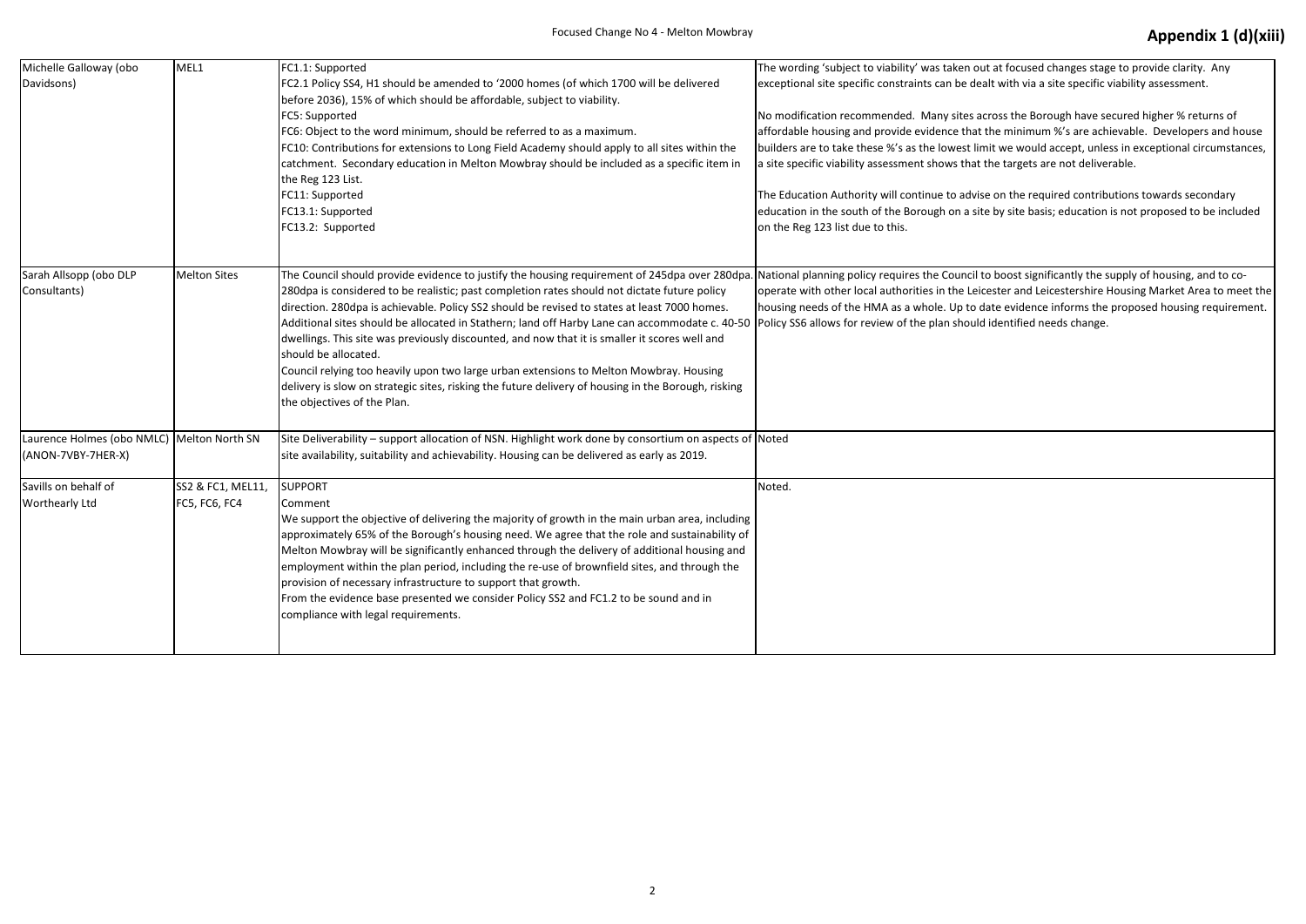| | | | |
|---|---|---|---|
| Michelle Galloway (obo Davidsons) | MEL1 | FC1.1: Supported<br>FC2.1 Policy SS4, H1 should be amended to '2000 homes (of which 1700 will be delivered before 2036), 15% of which should be affordable, subject to viability.<br>FC5: Supported<br>FC6: Object to the word minimum, should be referred to as a maximum.<br>FC10: Contributions for extensions to Long Field Academy should apply to all sites within the catchment. Secondary education in Melton Mowbray should be included as a specific item in the Reg 123 List.<br>FC11: Supported<br>FC13.1: Supported<br>FC13.2: Supported | The wording 'subject to viability' was taken out at focused changes stage to provide clarity. Any exceptional site specific constraints can be dealt with via a site specific viability assessment.<br><br>No modification recommended. Many sites across the Borough have secured higher % returns of affordable housing and provide evidence that the minimum %'s are achievable. Developers and house builders are to take these %'s as the lowest limit we would accept, unless in exceptional circumstances, a site specific viability assessment shows that the targets are not deliverable.<br><br>The Education Authority will continue to advise on the required contributions towards secondary education in the south of the Borough on a site by site basis; education is not proposed to be included on the Reg 123 list due to this. |
| Sarah Allsopp (obo DLP Consultants) | Melton Sites | The Council should provide evidence to justify the housing requirement of 245dpa over 280dpa. 280dpa is considered to be realistic; past completion rates should not dictate future policy direction. 280dpa is achievable. Policy SS2 should be revised to states at least 7000 homes. Additional sites should be allocated in Stathern; land off Harby Lane can accommodate c. 40-50 dwellings. This site was previously discounted, and now that it is smaller it scores well and should be allocated.<br>Council relying too heavily upon two large urban extensions to Melton Mowbray. Housing delivery is slow on strategic sites, risking the future delivery of housing in the Borough, risking the objectives of the Plan. | National planning policy requires the Council to boost significantly the supply of housing, and to co-operate with other local authorities in the Leicester and Leicestershire Housing Market Area to meet the housing needs of the HMA as a whole. Up to date evidence informs the proposed housing requirement. Policy SS6 allows for review of the plan should identified needs change. |
| Laurence Holmes (obo NMLC) (ANON-7VBY-7HER-X) | Melton North SN | Site Deliverability – support allocation of NSN. Highlight work done by consortium on aspects of site availability, suitability and achievability. Housing can be delivered as early as 2019. | Noted |
| Savills on behalf of Worthearly Ltd | SS2 & FC1, MEL11, FC5, FC6, FC4 | SUPPORT<br>Comment<br>We support the objective of delivering the majority of growth in the main urban area, including approximately 65% of the Borough's housing need. We agree that the role and sustainability of Melton Mowbray will be significantly enhanced through the delivery of additional housing and employment within the plan period, including the re-use of brownfield sites, and through the provision of necessary infrastructure to support that growth.<br>From the evidence base presented we consider Policy SS2 and FC1.2 to be sound and in compliance with legal requirements. | Noted. |